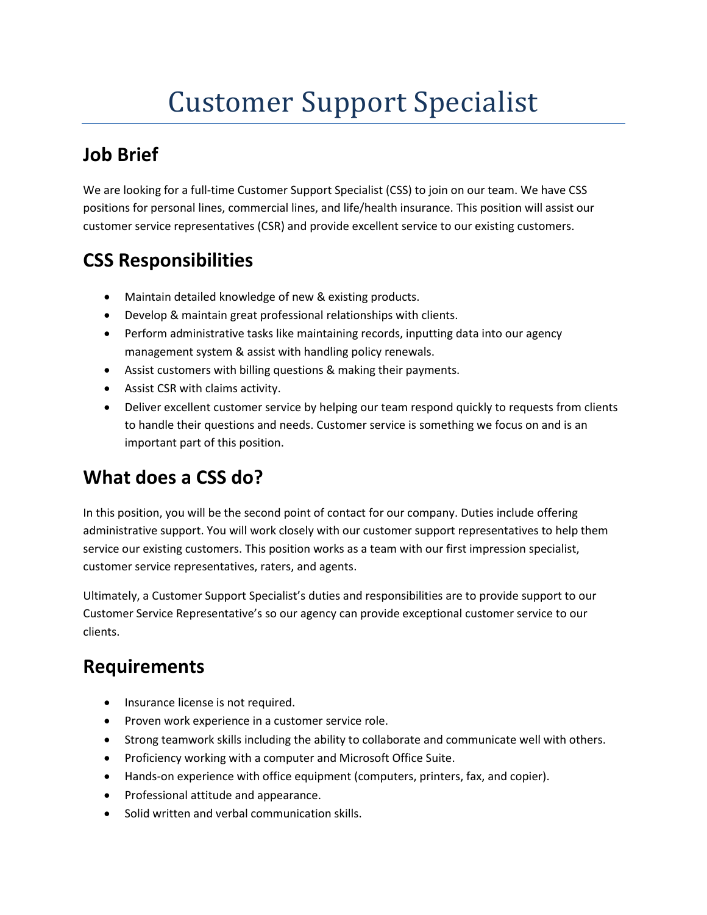# Customer Support Specialist

## Job Brief

We are looking for a full-time Customer Support Specialist (CSS) to join on our team. We have CSS positions for personal lines, commercial lines, and life/health insurance. This position will assist our customer service representatives (CSR) and provide excellent service to our existing customers.

## CSS Responsibilities

- Maintain detailed knowledge of new & existing products.
- Develop & maintain great professional relationships with clients.
- Perform administrative tasks like maintaining records, inputting data into our agency management system & assist with handling policy renewals.
- Assist customers with billing questions & making their payments.
- Assist CSR with claims activity.
- Deliver excellent customer service by helping our team respond quickly to requests from clients to handle their questions and needs. Customer service is something we focus on and is an important part of this position.

## What does a CSS do?

In this position, you will be the second point of contact for our company. Duties include offering administrative support. You will work closely with our customer support representatives to help them service our existing customers. This position works as a team with our first impression specialist, customer service representatives, raters, and agents.

Ultimately, a Customer Support Specialist's duties and responsibilities are to provide support to our Customer Service Representative's so our agency can provide exceptional customer service to our clients.

## Requirements

- Insurance license is not required.
- Proven work experience in a customer service role.
- Strong teamwork skills including the ability to collaborate and communicate well with others.
- Proficiency working with a computer and Microsoft Office Suite.
- Hands-on experience with office equipment (computers, printers, fax, and copier).
- Professional attitude and appearance.
- Solid written and verbal communication skills.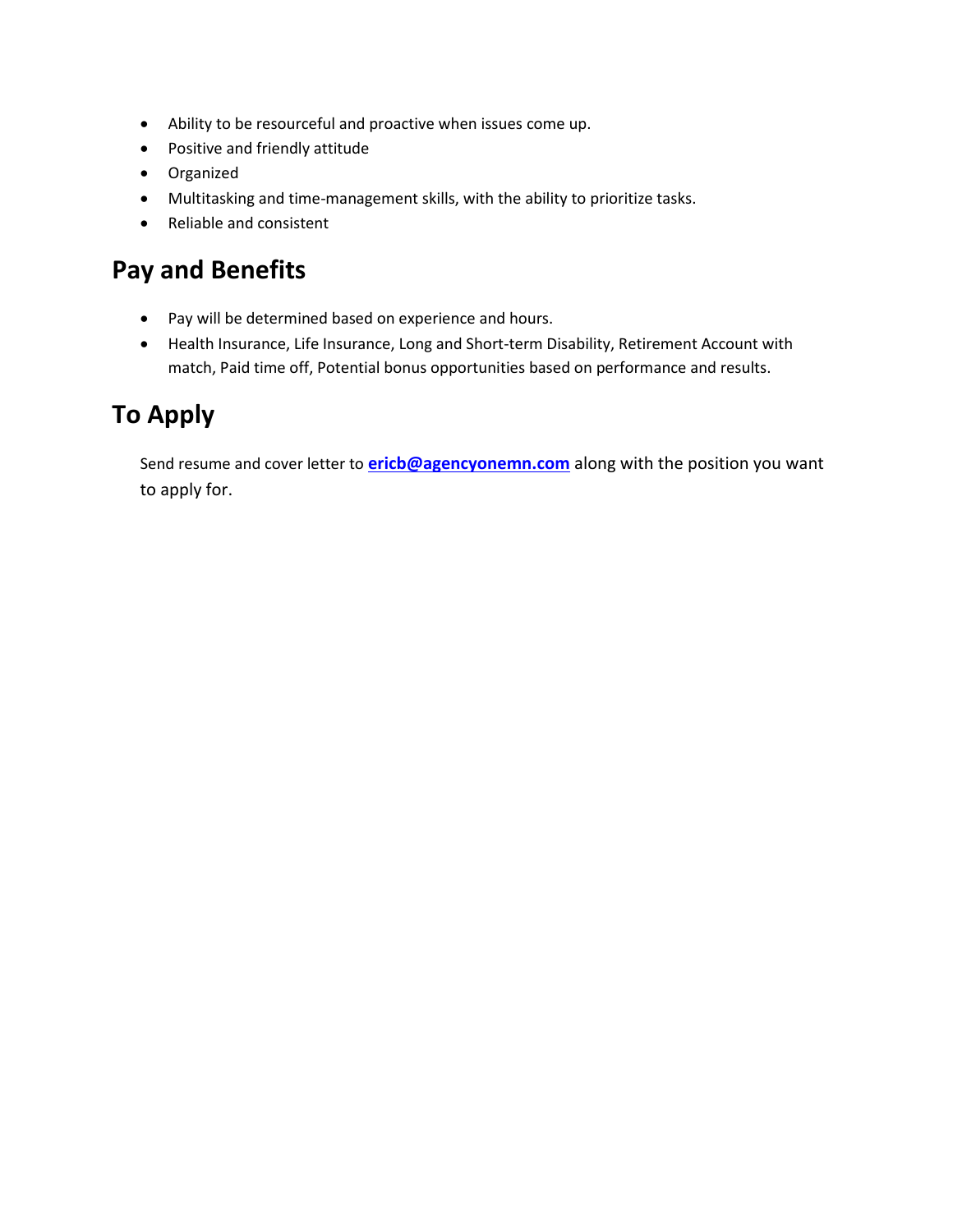- Ability to be resourceful and proactive when issues come up.
- Positive and friendly attitude
- Organized
- Multitasking and time-management skills, with the ability to prioritize tasks.
- Reliable and consistent

## Pay and Benefits

- Pay will be determined based on experience and hours.
- Health Insurance, Life Insurance, Long and Short-term Disability, Retirement Account with match, Paid time off, Potential bonus opportunities based on performance and results.

## To Apply

Send resume and cover letter to **ericb@agencyonemn.com** along with the position you want to apply for.